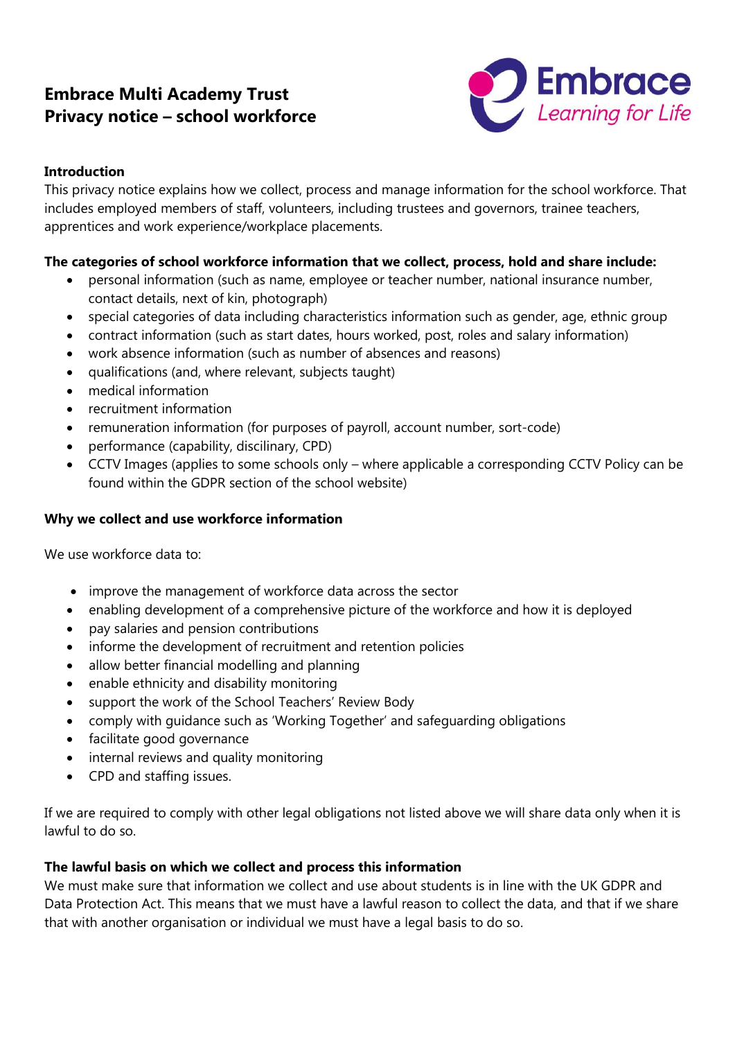# Embrace Multi Academy Trust
# Privacy notice – school workforce

Embrace
Learning for Life

### Introduction

This privacy notice explains how we collect, process and manage information for the school workforce. That includes employed members of staff, volunteers, including trustees and governors, trainee teachers, apprentices and work experience/workplace placements.

### The categories of school workforce information that we collect, process, hold and share include:

- personal information (such as name, employee or teacher number, national insurance number, contact details, next of kin, photograph)
- special categories of data including characteristics information such as gender, age, ethnic group
- contract information (such as start dates, hours worked, post, roles and salary information)
- work absence information (such as number of absences and reasons)
- qualifications (and, where relevant, subjects taught)
- medical information
- recruitment information
- remuneration information (for purposes of payroll, account number, sort-code)
- performance (capability, discilinary, CPD)
- CCTV Images (applies to some schools only – where applicable a corresponding CCTV Policy can be found within the GDPR section of the school website)

### Why we collect and use workforce information

We use workforce data to:

- improve the management of workforce data across the sector
- enabling development of a comprehensive picture of the workforce and how it is deployed
- pay salaries and pension contributions
- informe the development of recruitment and retention policies
- allow better financial modelling and planning
- enable ethnicity and disability monitoring
- support the work of the School Teachers' Review Body
- comply with guidance such as 'Working Together' and safeguarding obligations
- facilitate good governance
- internal reviews and quality monitoring
- CPD and staffing issues.

If we are required to comply with other legal obligations not listed above we will share data only when it is lawful to do so.

### The lawful basis on which we collect and process this information

We must make sure that information we collect and use about students is in line with the UK GDPR and Data Protection Act. This means that we must have a lawful reason to collect the data, and that if we share that with another organisation or individual we must have a legal basis to do so.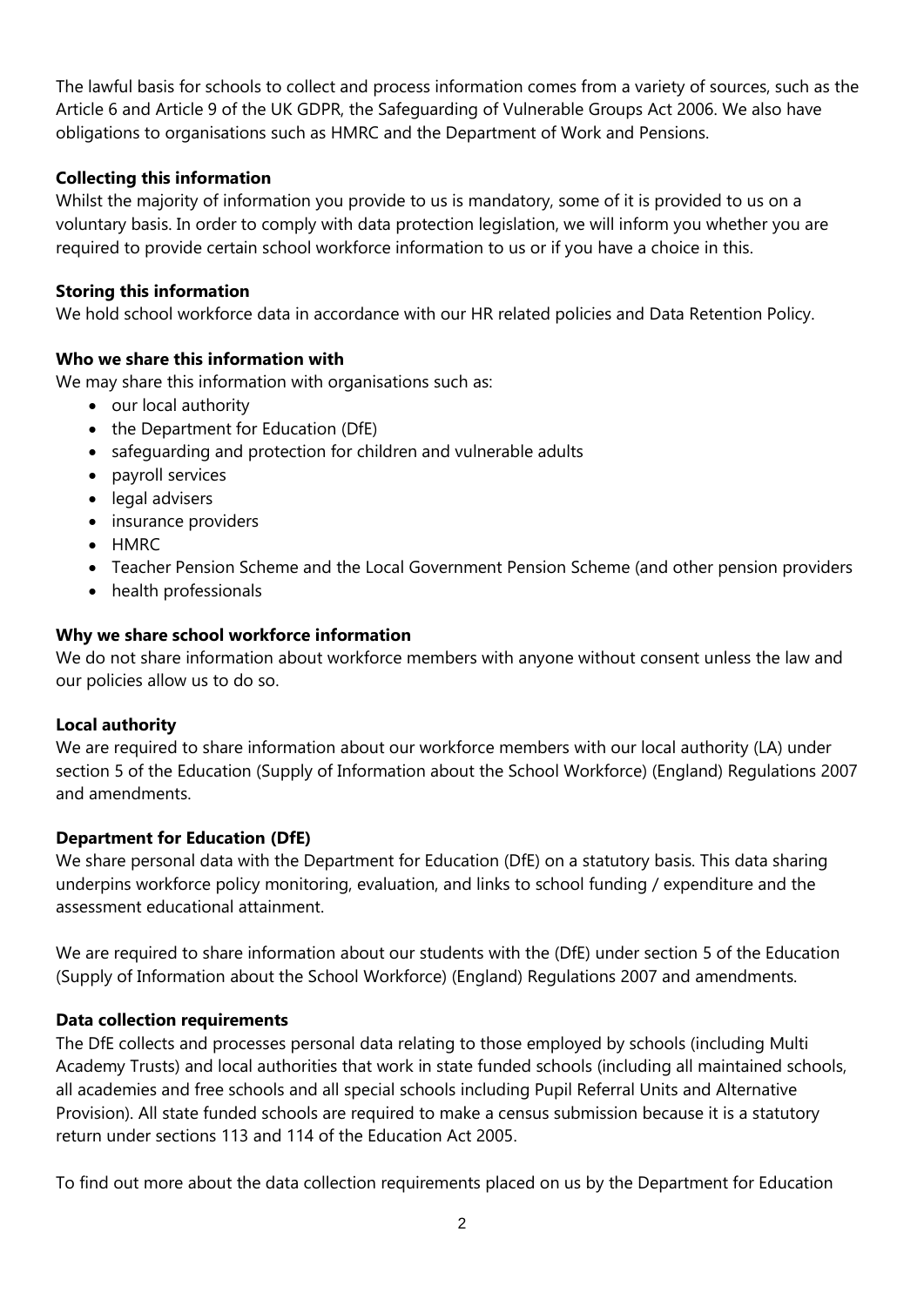The lawful basis for schools to collect and process information comes from a variety of sources, such as the Article 6 and Article 9 of the UK GDPR, the Safeguarding of Vulnerable Groups Act 2006. We also have obligations to organisations such as HMRC and the Department of Work and Pensions.

**Collecting this information**

Whilst the majority of information you provide to us is mandatory, some of it is provided to us on a voluntary basis. In order to comply with data protection legislation, we will inform you whether you are required to provide certain school workforce information to us or if you have a choice in this.

**Storing this information**

We hold school workforce data in accordance with our HR related policies and Data Retention Policy.

**Who we share this information with**

We may share this information with organisations such as:

- our local authority
- the Department for Education (DfE)
- safeguarding and protection for children and vulnerable adults
- payroll services
- legal advisers
- insurance providers
- HMRC
- Teacher Pension Scheme and the Local Government Pension Scheme (and other pension providers
- health professionals

**Why we share school workforce information**

We do not share information about workforce members with anyone without consent unless the law and our policies allow us to do so.

**Local authority**

We are required to share information about our workforce members with our local authority (LA) under section 5 of the Education (Supply of Information about the School Workforce) (England) Regulations 2007 and amendments.

**Department for Education (DfE)**

We share personal data with the Department for Education (DfE) on a statutory basis. This data sharing underpins workforce policy monitoring, evaluation, and links to school funding / expenditure and the assessment educational attainment.

We are required to share information about our students with the (DfE) under section 5 of the Education (Supply of Information about the School Workforce) (England) Regulations 2007 and amendments.

**Data collection requirements**

The DfE collects and processes personal data relating to those employed by schools (including Multi Academy Trusts) and local authorities that work in state funded schools (including all maintained schools, all academies and free schools and all special schools including Pupil Referral Units and Alternative Provision). All state funded schools are required to make a census submission because it is a statutory return under sections 113 and 114 of the Education Act 2005.

To find out more about the data collection requirements placed on us by the Department for Education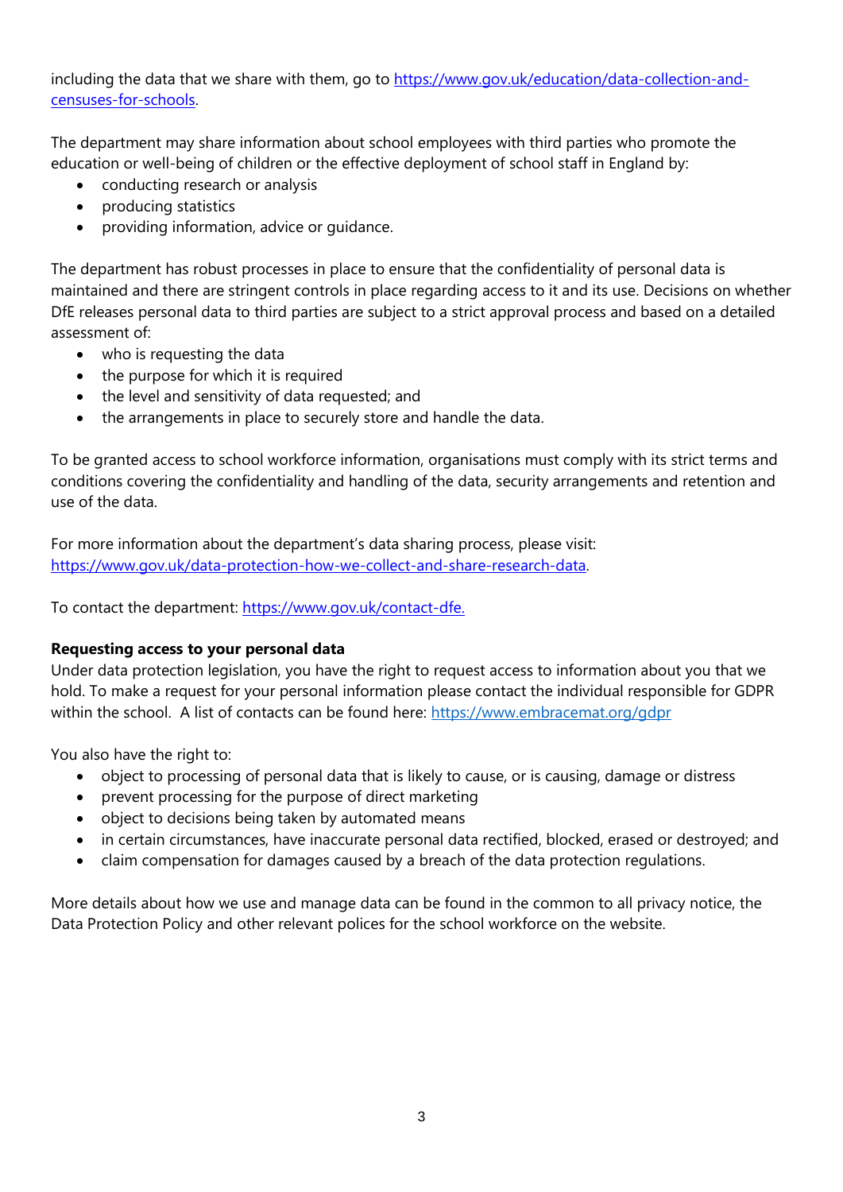including the data that we share with them, go to https://www.gov.uk/education/data-collection-and-censuses-for-schools.

The department may share information about school employees with third parties who promote the education or well-being of children or the effective deployment of school staff in England by:

- conducting research or analysis
- producing statistics
- providing information, advice or guidance.

The department has robust processes in place to ensure that the confidentiality of personal data is maintained and there are stringent controls in place regarding access to it and its use. Decisions on whether DfE releases personal data to third parties are subject to a strict approval process and based on a detailed assessment of:

- who is requesting the data
- the purpose for which it is required
- the level and sensitivity of data requested; and
- the arrangements in place to securely store and handle the data.

To be granted access to school workforce information, organisations must comply with its strict terms and conditions covering the confidentiality and handling of the data, security arrangements and retention and use of the data.

For more information about the department's data sharing process, please visit: https://www.gov.uk/data-protection-how-we-collect-and-share-research-data.

To contact the department: https://www.gov.uk/contact-dfe.

**Requesting access to your personal data**

Under data protection legislation, you have the right to request access to information about you that we hold. To make a request for your personal information please contact the individual responsible for GDPR within the school. A list of contacts can be found here: https://www.embracemat.org/gdpr

You also have the right to:

- object to processing of personal data that is likely to cause, or is causing, damage or distress
- prevent processing for the purpose of direct marketing
- object to decisions being taken by automated means
- in certain circumstances, have inaccurate personal data rectified, blocked, erased or destroyed; and
- claim compensation for damages caused by a breach of the data protection regulations.

More details about how we use and manage data can be found in the common to all privacy notice, the Data Protection Policy and other relevant polices for the school workforce on the website.